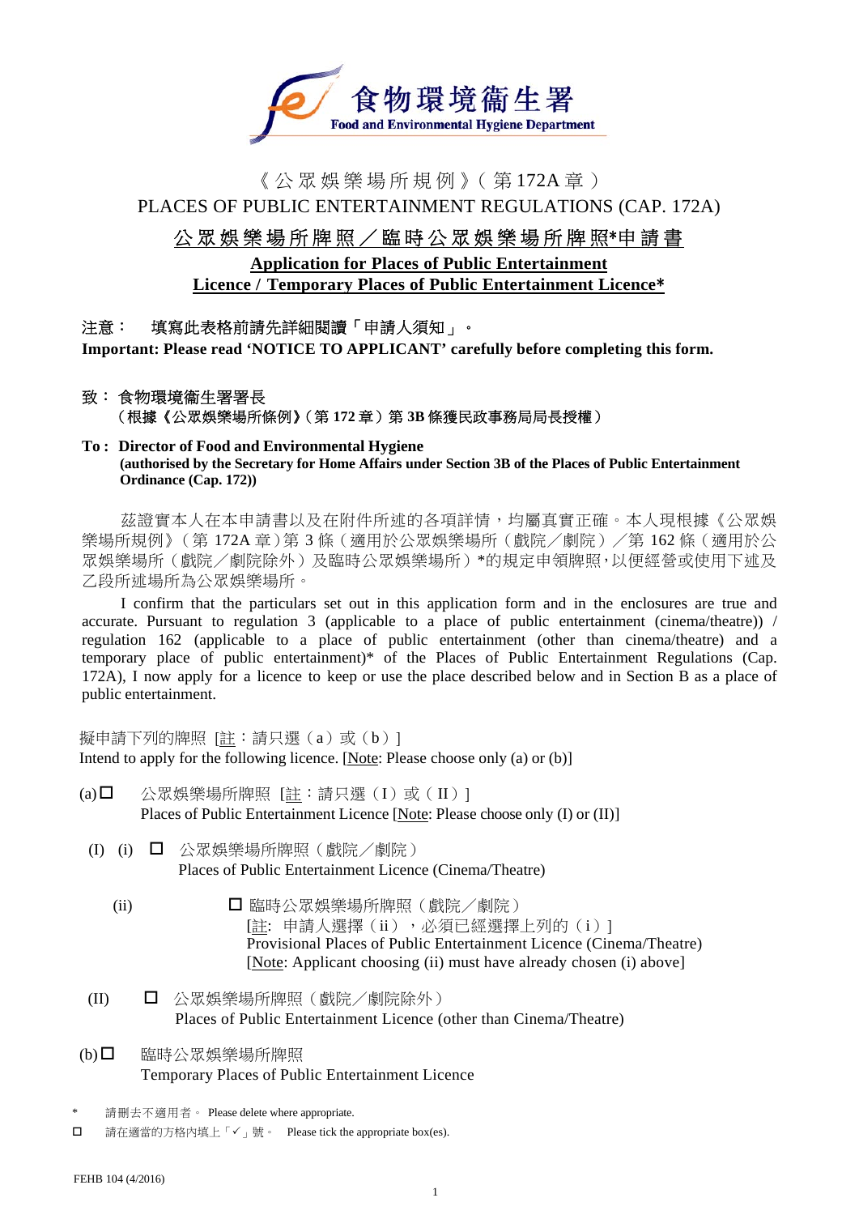食物環境衞生署
Food and Environmental Hygiene Department

《公眾娛樂場所規例》(第 172A 章)
PLACES OF PUBLIC ENTERTAINMENT REGULATIONS (CAP. 172A)

# 公眾娛樂場所牌照／臨時公眾娛樂場所牌照*申請書

# Application for Places of Public Entertainment Licence / Temporary Places of Public Entertainment Licence*

**注意： 填寫此表格前請先詳細閱讀「申請人須知」。**
**Important: Please read 'NOTICE TO APPLICANT' carefully before completing this form.**

**致： 食物環境衞生署署長**
**（根據《公眾娛樂場所條例》(第 172 章) 第 3B 條獲民政事務局局長授權）**

**To : Director of Food and Environmental Hygiene**
**(authorised by the Secretary for Home Affairs under Section 3B of the Places of Public Entertainment Ordinance (Cap. 172))**

茲證實本人在本申請書以及在附件所述的各項詳情，均屬真實正確。本人現根據《公眾娛樂場所規例》(第 172A 章) 第 3 條（適用於公眾娛樂場所（戲院／劇院）／第 162 條（適用於公眾娛樂場所（戲院／劇院除外）及臨時公眾娛樂場所）*的規定申領牌照，以便經營或使用下述及乙段所述場所為公眾娛樂場所。

I confirm that the particulars set out in this application form and in the enclosures are true and accurate. Pursuant to regulation 3 (applicable to a place of public entertainment (cinema/theatre)) / regulation 162 (applicable to a place of public entertainment (other than cinema/theatre) and a temporary place of public entertainment)* of the Places of Public Entertainment Regulations (Cap. 172A), I now apply for a licence to keep or use the place described below and in Section B as a place of public entertainment.

擬申請下列的牌照 [註：請只選（a）或（b）]
Intend to apply for the following licence. [Note: Please choose only (a) or (b)]

(a) ☐ 公眾娛樂場所牌照 [註：請只選（I）或（II）]
Places of Public Entertainment Licence [Note: Please choose only (I) or (II)]

(I) (i) ☐ 公眾娛樂場所牌照（戲院／劇院）
Places of Public Entertainment Licence (Cinema/Theatre)

(ii) ☐ 臨時公眾娛樂場所牌照（戲院／劇院）
[註: 申請人選擇（ii），必須已經選擇上列的（i）]
Provisional Places of Public Entertainment Licence (Cinema/Theatre)
[Note: Applicant choosing (ii) must have already chosen (i) above]

(II) ☐ 公眾娛樂場所牌照（戲院／劇院除外）
Places of Public Entertainment Licence (other than Cinema/Theatre)

(b) ☐ 臨時公眾娛樂場所牌照
Temporary Places of Public Entertainment Licence

\* 請刪去不適用者。 Please delete where appropriate.

☐ 請在適當的方格內填上「✓」號。 Please tick the appropriate box(es).

FEHB 104 (4/2016)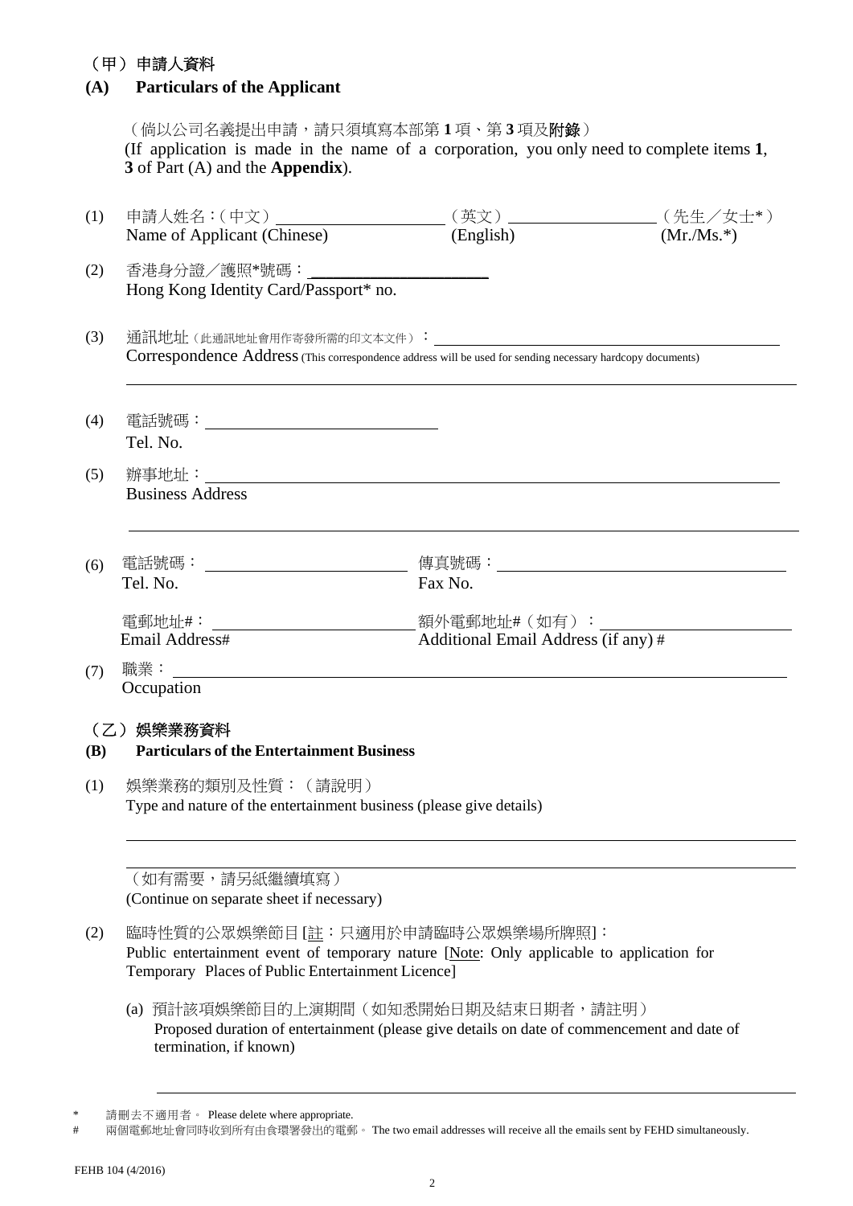## （甲）申請人資料

## (A) Particulars of the Applicant

（倘以公司名義提出申請，請只須填寫本部第 **1** 項、第 **3** 項及**附錄**）
(If application is made in the name of a corporation, you only need to complete items **1**, **3** of Part (A) and the **Appendix**).

(1) 申請人姓名：(中文) ____________________ (英文) __________________ (先生／女士*)
Name of Applicant (Chinese) (English) (Mr./Ms.*)

(2) 香港身分證／護照*號碼：____________________
Hong Kong Identity Card/Passport* no.

(3) 通訊地址（此通訊地址會用作寄發所需的印文本文件）：____________________
Correspondence Address (This correspondence address will be used for sending necessary hardcopy documents)

____________________

(4) 電話號碼：____________________
Tel. No.

(5) 辦事地址：____________________
Business Address

____________________

(6) 電話號碼：____________________ 傳真號碼：____________________
Tel. No. Fax No.

電郵地址#：____________________ 額外電郵地址#（如有）：____________________
Email Address# Additional Email Address (if any) #

(7) 職業：____________________
Occupation

## （乙）娛樂業務資料

## (B) Particulars of the Entertainment Business

(1) 娛樂業務的類別及性質：（請說明）
Type and nature of the entertainment business (please give details)

____________________

____________________

（如有需要，請另紙繼續填寫）
(Continue on separate sheet if necessary)

(2) 臨時性質的公眾娛樂節目 [註：只適用於申請臨時公眾娛樂場所牌照]：
Public entertainment event of temporary nature [Note: Only applicable to application for Temporary Places of Public Entertainment Licence]

(a) 預計該項娛樂節目的上演期間（如知悉開始日期及結束日期者，請註明）
Proposed duration of entertainment (please give details on date of commencement and date of termination, if known)

____________________

\* 請刪去不適用者。 Please delete where appropriate.

\# 兩個電郵地址會同時收到所有由食環署發出的電郵。 The two email addresses will receive all the emails sent by FEHD simultaneously.

FEHB 104 (4/2016)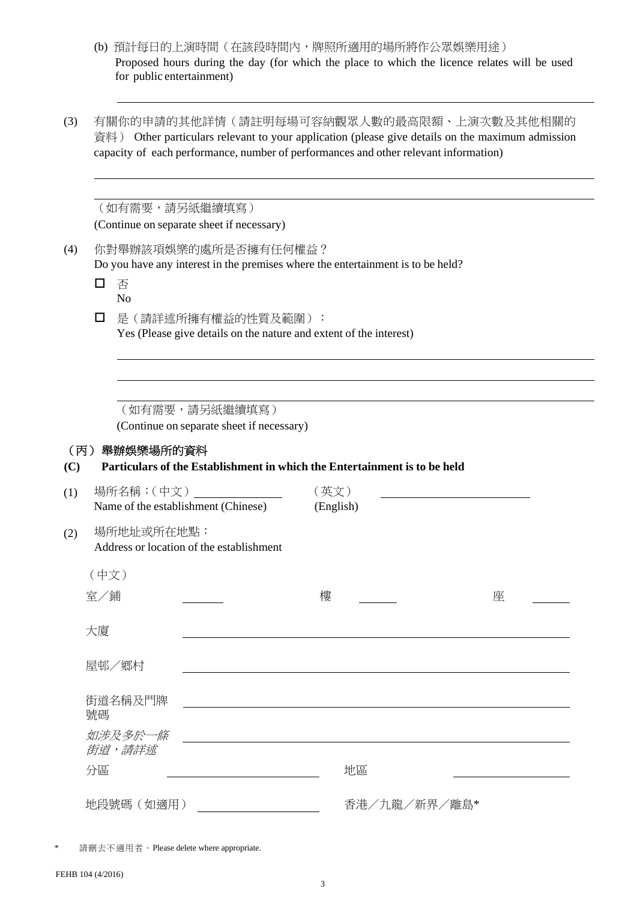(b) 預計每日的上演時間（在該段時間內，牌照所適用的場所將作公眾娛樂用途）
Proposed hours during the day (for which the place to which the licence relates will be used for public entertainment)

\_\_\_\_\_\_\_\_\_\_\_\_\_\_\_\_\_\_\_\_\_\_\_\_\_\_\_\_\_\_\_\_\_\_\_\_\_\_\_\_

(3) 有關你的申請的其他詳情（請註明每場可容納觀眾人數的最高限額、上演次數及其他相關的資料） Other particulars relevant to your application (please give details on the maximum admission capacity of each performance, number of performances and other relevant information)

\_\_\_\_\_\_\_\_\_\_\_\_\_\_\_\_\_\_\_\_\_\_\_\_\_\_\_\_\_\_\_\_\_\_\_\_\_\_\_\_

\_\_\_\_\_\_\_\_\_\_\_\_\_\_\_\_\_\_\_\_\_\_\_\_\_\_\_\_\_\_\_\_\_\_\_\_\_\_\_\_

（如有需要，請另紙繼續填寫）
(Continue on separate sheet if necessary)

(4) 你對舉辦該項娛樂的處所是否擁有任何權益？
Do you have any interest in the premises where the entertainment is to be held?

☐ 否
No

☐ 是（請詳述所擁有權益的性質及範圍）：
Yes (Please give details on the nature and extent of the interest)

\_\_\_\_\_\_\_\_\_\_\_\_\_\_\_\_\_\_\_\_\_\_\_\_\_\_\_\_\_\_\_\_\_\_\_\_\_\_\_\_

\_\_\_\_\_\_\_\_\_\_\_\_\_\_\_\_\_\_\_\_\_\_\_\_\_\_\_\_\_\_\_\_\_\_\_\_\_\_\_\_

\_\_\_\_\_\_\_\_\_\_\_\_\_\_\_\_\_\_\_\_\_\_\_\_\_\_\_\_\_\_\_\_\_\_\_\_\_\_\_\_

（如有需要，請另紙繼續填寫）
(Continue on separate sheet if necessary)

## （丙） 舉辦娛樂場所的資料
## (C) Particulars of the Establishment in which the Entertainment is to be held

(1) 場所名稱：（中文）\_\_\_\_\_\_\_\_\_\_\_\_ （英文）\_\_\_\_\_\_\_\_\_\_\_\_
Name of the establishment (Chinese) (English)

(2) 場所地址或所在地點：
Address or location of the establishment

（中文）

室／鋪 \_\_\_\_\_\_ 樓 \_\_\_\_\_\_ 座 \_\_\_\_\_\_

大廈 \_\_\_\_\_\_\_\_\_\_\_\_\_\_\_\_\_\_\_\_

屋邨／鄉村 \_\_\_\_\_\_\_\_\_\_\_\_\_\_\_\_\_\_\_\_

街道名稱及門牌號碼 \_\_\_\_\_\_\_\_\_\_\_\_\_\_\_\_\_\_\_\_

*如涉及多於一條街道，請詳述* \_\_\_\_\_\_\_\_\_\_\_\_\_\_\_\_\_\_\_\_

分區 \_\_\_\_\_\_\_\_\_\_\_\_ 地區 \_\_\_\_\_\_\_\_\_\_\_\_

地段號碼（如適用）\_\_\_\_\_\_\_\_\_\_\_\_ 香港／九龍／新界／離島*

\* 請刪去不適用者。Please delete where appropriate.

FEHB 104 (4/2016)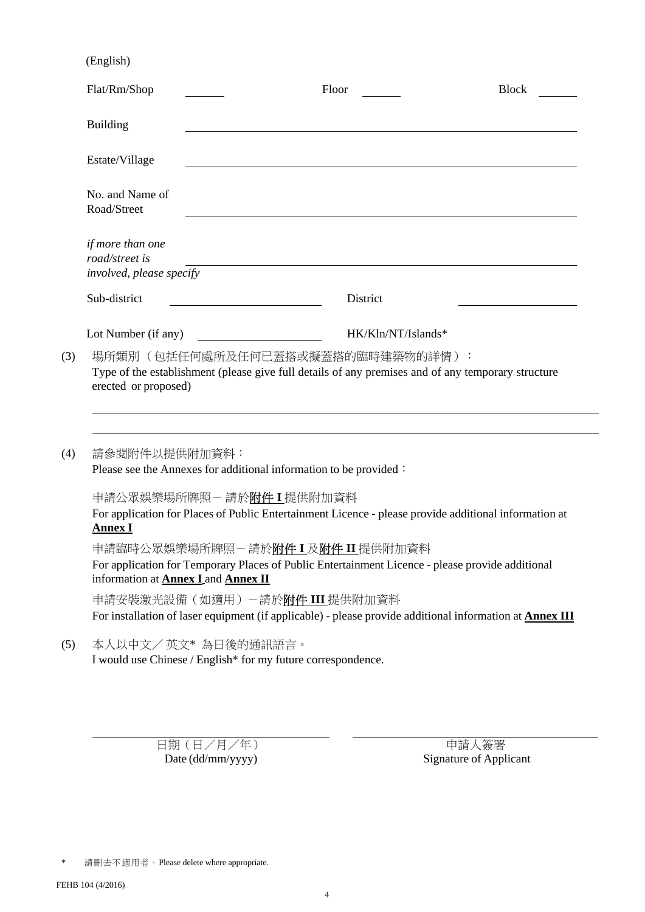(English)

Flat/Rm/Shop ______ Floor ______ Block ______

Building ____________________________________________

Estate/Village ____________________________________________

No. and Name of Road/Street ____________________________________________

*if more than one road/street is involved, please specify* ____________________________________________

Sub-district ____________________ District ____________________

Lot Number (if any) ____________________ HK/Kln/NT/Islands*

(3) 場所類別（包括任何處所及任何已蓋搭或擬蓋搭的臨時建築物的詳情）：
Type of the establishment (please give full details of any premises and of any temporary structure erected or proposed)

____________________________________________

____________________________________________

(4) 請參閱附件以提供附加資料：
Please see the Annexes for additional information to be provided：

申請公眾娛樂場所牌照－請於**附件 I** 提供附加資料
For application for Places of Public Entertainment Licence - please provide additional information at **Annex I**

申請臨時公眾娛樂場所牌照－請於**附件 I** 及**附件 II** 提供附加資料
For application for Temporary Places of Public Entertainment Licence - please provide additional information at **Annex I** and **Annex II**

申請安裝激光設備（如適用）－請於**附件 III** 提供附加資料
For installation of laser equipment (if applicable) - please provide additional information at **Annex III**

(5) 本人以中文／英文* 為日後的通訊語言。
I would use Chinese / English* for my future correspondence.

____________________ ____________________

日期（日／月／年）
Date (dd/mm/yyyy)

申請人簽署
Signature of Applicant

\* 請刪去不適用者。Please delete where appropriate.

FEHB 104 (4/2016)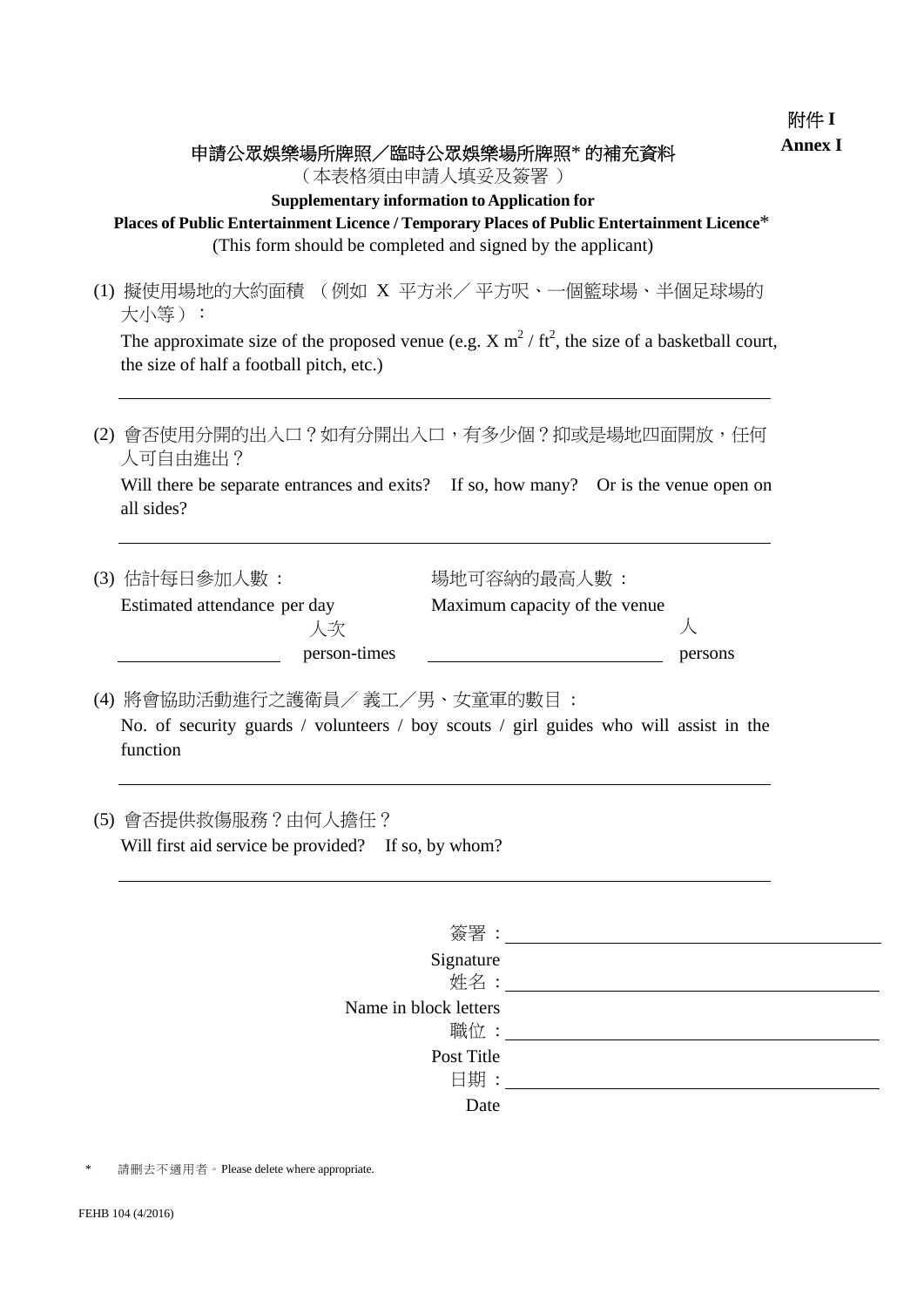附件 I
**Annex I**

# 申請公眾娛樂場所牌照／臨時公眾娛樂場所牌照* 的補充資料

（本表格須由申請人填妥及簽署）

**Supplementary information to Application for**

**Places of Public Entertainment Licence / Temporary Places of Public Entertainment Licence***

(This form should be completed and signed by the applicant)

(1) 擬使用場地的大約面積 （例如 X 平方米／ 平方呎、一個籃球場、半個足球場的大小等）：

The approximate size of the proposed venue (e.g. X $m^2$ / $ft^2$, the size of a basketball court, the size of half a football pitch, etc.)

\_\_\_\_\_\_\_\_\_\_\_\_\_\_\_\_\_\_\_\_\_\_\_\_\_\_\_\_\_\_\_\_\_\_\_\_\_\_\_\_\_\_\_\_\_\_\_\_\_\_\_\_\_\_\_\_

(2) 會否使用分開的出入口？如有分開出入口，有多少個？抑或是場地四面開放，任何人可自由進出？

Will there be separate entrances and exits? If so, how many? Or is the venue open on all sides?

\_\_\_\_\_\_\_\_\_\_\_\_\_\_\_\_\_\_\_\_\_\_\_\_\_\_\_\_\_\_\_\_\_\_\_\_\_\_\_\_\_\_\_\_\_\_\_\_\_\_\_\_\_\_\_\_

(3) 估計每日參加人數：
Estimated attendance per day

\_\_\_\_\_\_\_\_\_\_\_\_\_\_ 人次 person-times

場地可容納的最高人數：
Maximum capacity of the venue

\_\_\_\_\_\_\_\_\_\_\_\_\_\_\_\_\_\_\_\_ 人 persons

(4) 將會協助活動進行之護衛員／ 義工／男、女童軍的數目：

No. of security guards / volunteers / boy scouts / girl guides who will assist in the function

\_\_\_\_\_\_\_\_\_\_\_\_\_\_\_\_\_\_\_\_\_\_\_\_\_\_\_\_\_\_\_\_\_\_\_\_\_\_\_\_\_\_\_\_\_\_\_\_\_\_\_\_\_\_\_\_

(5) 會否提供救傷服務？由何人擔任？

Will first aid service be provided? If so, by whom?

\_\_\_\_\_\_\_\_\_\_\_\_\_\_\_\_\_\_\_\_\_\_\_\_\_\_\_\_\_\_\_\_\_\_\_\_\_\_\_\_\_\_\_\_\_\_\_\_\_\_\_\_\_\_\_\_

簽署 Signature：\_\_\_\_\_\_\_\_\_\_\_\_\_\_\_\_\_\_\_\_\_\_\_\_\_\_\_\_

姓名 Name in block letters：\_\_\_\_\_\_\_\_\_\_\_\_\_\_\_\_\_\_\_\_\_\_\_\_\_\_\_\_

職位 Post Title：\_\_\_\_\_\_\_\_\_\_\_\_\_\_\_\_\_\_\_\_\_\_\_\_\_\_\_\_

日期 Date：\_\_\_\_\_\_\_\_\_\_\_\_\_\_\_\_\_\_\_\_\_\_\_\_\_\_\_\_

\* 請刪去不適用者。Please delete where appropriate.

FEHB 104 (4/2016)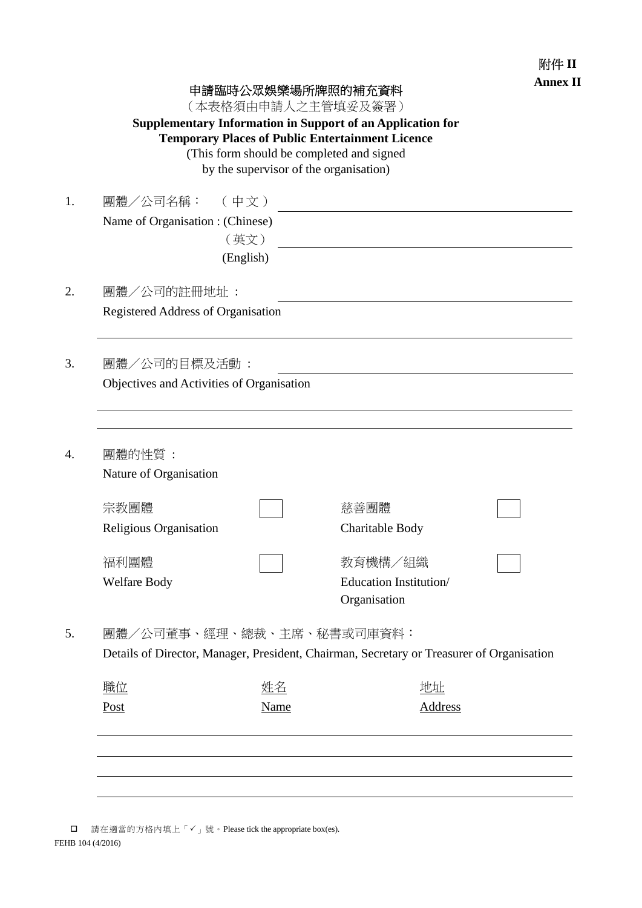附件 **II**
**Annex II**

# 申請臨時公眾娛樂場所牌照的補充資料

（本表格須由申請人之主管填妥及簽署）

**Supplementary Information in Support of an Application for Temporary Places of Public Entertainment Licence**

(This form should be completed and signed by the supervisor of the organisation)

1. 團體／公司名稱： （中文）______________________________
   Name of Organisation : (Chinese)
   （英文）______________________________
   (English)

2. 團體／公司的註冊地址：______________________________
   Registered Address of Organisation
   ______________________________

3. 團體／公司的目標及活動：______________________________
   Objectives and Activities of Organisation
   ______________________________
   ______________________________

4. 團體的性質：
   Nature of Organisation

| | | | |
|---|---|---|---|
| 宗教團體<br>Religious Organisation | ☐ | 慈善團體<br>Charitable Body | ☐ |
| 福利團體<br>Welfare Body | ☐ | 教育機構／組織<br>Education Institution/<br>Organisation | ☐ |

5. 團體／公司董事、經理、總裁、主席、秘書或司庫資料：
   Details of Director, Manager, President, Chairman, Secretary or Treasurer of Organisation

| 職位<br>Post | 姓名<br>Name | 地址<br>Address |
|---|---|---|
| | | |
| | | |
| | | |
| | | |

☐ 請在適當的方格內填上「✓」號。Please tick the appropriate box(es).

FEHB 104 (4/2016)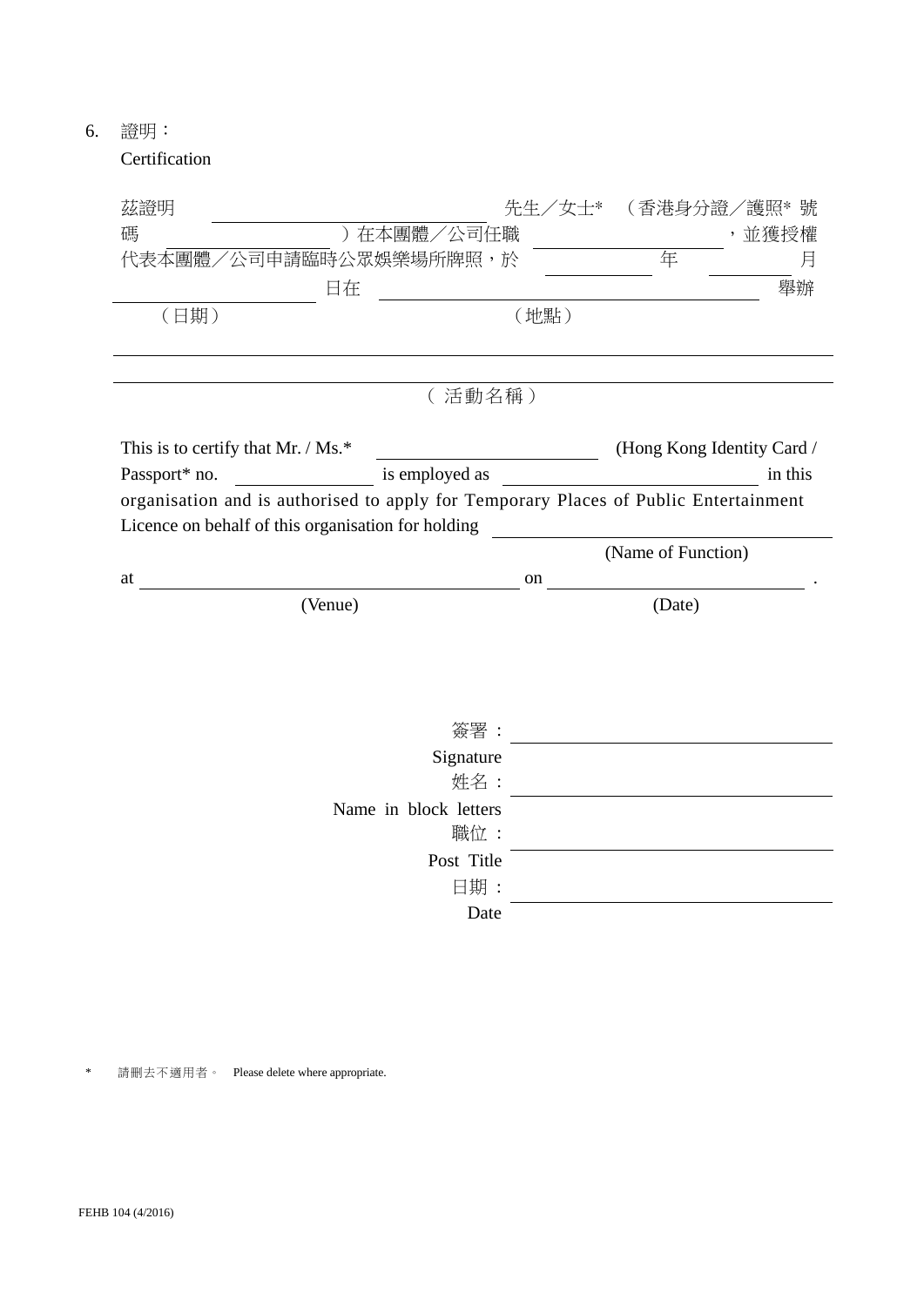6. 證明：
   Certification

茲證明 \_\_\_\_\_\_\_\_\_\_\_\_\_\_\_\_\_\_\_\_ 先生／女士\* （香港身分證／護照\* 號碼 \_\_\_\_\_\_\_\_\_\_\_\_\_\_\_\_）在本團體／公司任職 \_\_\_\_\_\_\_\_\_\_\_\_\_\_\_\_，並獲授權代表本團體／公司申請臨時公眾娛樂場所牌照，於 \_\_\_\_\_\_\_\_ 年 \_\_\_\_\_\_ 月 \_\_\_\_\_\_\_\_\_\_\_\_\_\_ 日在 \_\_\_\_\_\_\_\_\_\_\_\_\_\_\_\_\_\_\_\_\_\_\_\_\_\_\_\_ 舉辦

（日期） （地點）

\_\_\_\_\_\_\_\_\_\_\_\_\_\_\_\_\_\_\_\_\_\_\_\_\_\_\_\_\_\_\_\_\_\_\_\_\_\_\_\_\_\_\_\_\_\_\_\_\_\_\_\_

\_\_\_\_\_\_\_\_\_\_\_\_\_\_\_\_\_\_\_\_\_\_\_\_\_\_\_\_\_\_\_\_\_\_\_\_\_\_\_\_\_\_\_\_\_\_\_\_\_\_\_\_

（活動名稱）

This is to certify that Mr. / Ms.\* \_\_\_\_\_\_\_\_\_\_\_\_\_\_\_\_\_\_\_\_ (Hong Kong Identity Card / Passport\* no. \_\_\_\_\_\_\_\_\_\_\_\_ is employed as \_\_\_\_\_\_\_\_\_\_\_\_\_\_\_\_\_\_\_\_\_\_ in this organisation and is authorised to apply for Temporary Places of Public Entertainment Licence on behalf of this organisation for holding \_\_\_\_\_\_\_\_\_\_\_\_\_\_\_\_\_\_\_\_\_\_\_\_\_\_\_\_\_\_

(Name of Function)

at \_\_\_\_\_\_\_\_\_\_\_\_\_\_\_\_\_\_\_\_\_\_\_\_\_\_\_\_\_\_\_\_\_\_ on \_\_\_\_\_\_\_\_\_\_\_\_\_\_\_\_\_\_\_\_\_\_\_\_ .

(Venue) (Date)

簽署：
Signature \_\_\_\_\_\_\_\_\_\_\_\_\_\_\_\_\_\_\_\_\_\_\_\_\_\_\_\_\_\_

姓名：
Name in block letters \_\_\_\_\_\_\_\_\_\_\_\_\_\_\_\_\_\_\_\_\_\_\_\_\_\_\_\_\_\_

職位：
Post Title \_\_\_\_\_\_\_\_\_\_\_\_\_\_\_\_\_\_\_\_\_\_\_\_\_\_\_\_\_\_

日期：
Date \_\_\_\_\_\_\_\_\_\_\_\_\_\_\_\_\_\_\_\_\_\_\_\_\_\_\_\_\_\_

\* 請刪去不適用者。 Please delete where appropriate.

FEHB 104 (4/2016)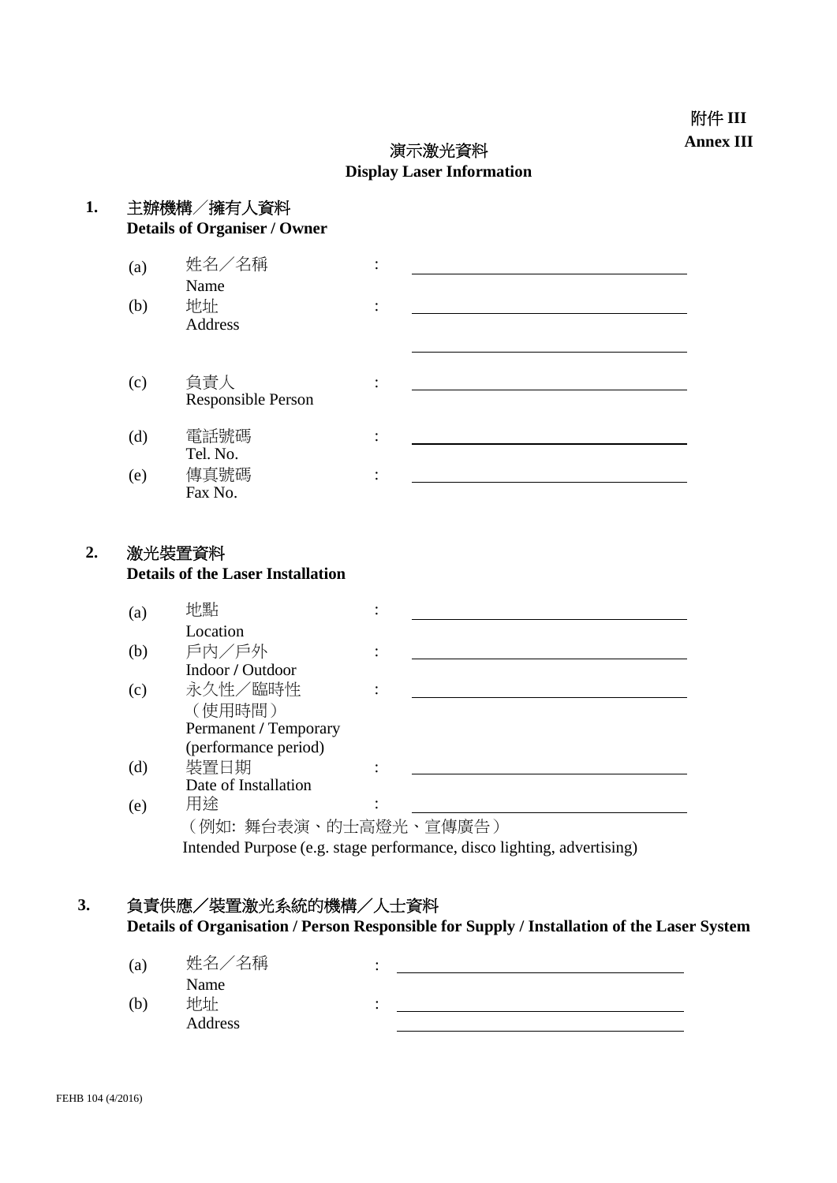附件 **III**
**Annex III**

# 演示激光資料
# Display Laser Information

## 1. 主辦機構／擁有人資料 **Details of Organiser / Owner**

| | | | |
|---|---|---|---|
| (a) | 姓名／名稱<br>Name | : | ____________________ |
| (b) | 地址<br>Address | : | ____________________<br>____________________ |
| (c) | 負責人<br>Responsible Person | : | ____________________ |
| (d) | 電話號碼<br>Tel. No. | : | ____________________ |
| (e) | 傳真號碼<br>Fax No. | : | ____________________ |

## 2. 激光裝置資料 **Details of the Laser Installation**

| | | | |
|---|---|---|---|
| (a) | 地點<br>Location | : | ____________________ |
| (b) | 戶內／戶外<br>Indoor / Outdoor | : | ____________________ |
| (c) | 永久性／臨時性<br>（使用時間）<br>Permanent / Temporary<br>(performance period) | : | ____________________ |
| (d) | 裝置日期<br>Date of Installation | : | ____________________ |
| (e) | 用途<br>（例如: 舞台表演、的士高燈光、宣傳廣告）<br>Intended Purpose (e.g. stage performance, disco lighting, advertising) | : | ____________________ |

## 3. 負責供應／裝置激光系統的機構／人士資料 **Details of Organisation / Person Responsible for Supply / Installation of the Laser System**

| | | | |
|---|---|---|---|
| (a) | 姓名／名稱<br>Name | : | ____________________ |
| (b) | 地址<br>Address | : | ____________________<br>____________________ |

FEHB 104 (4/2016)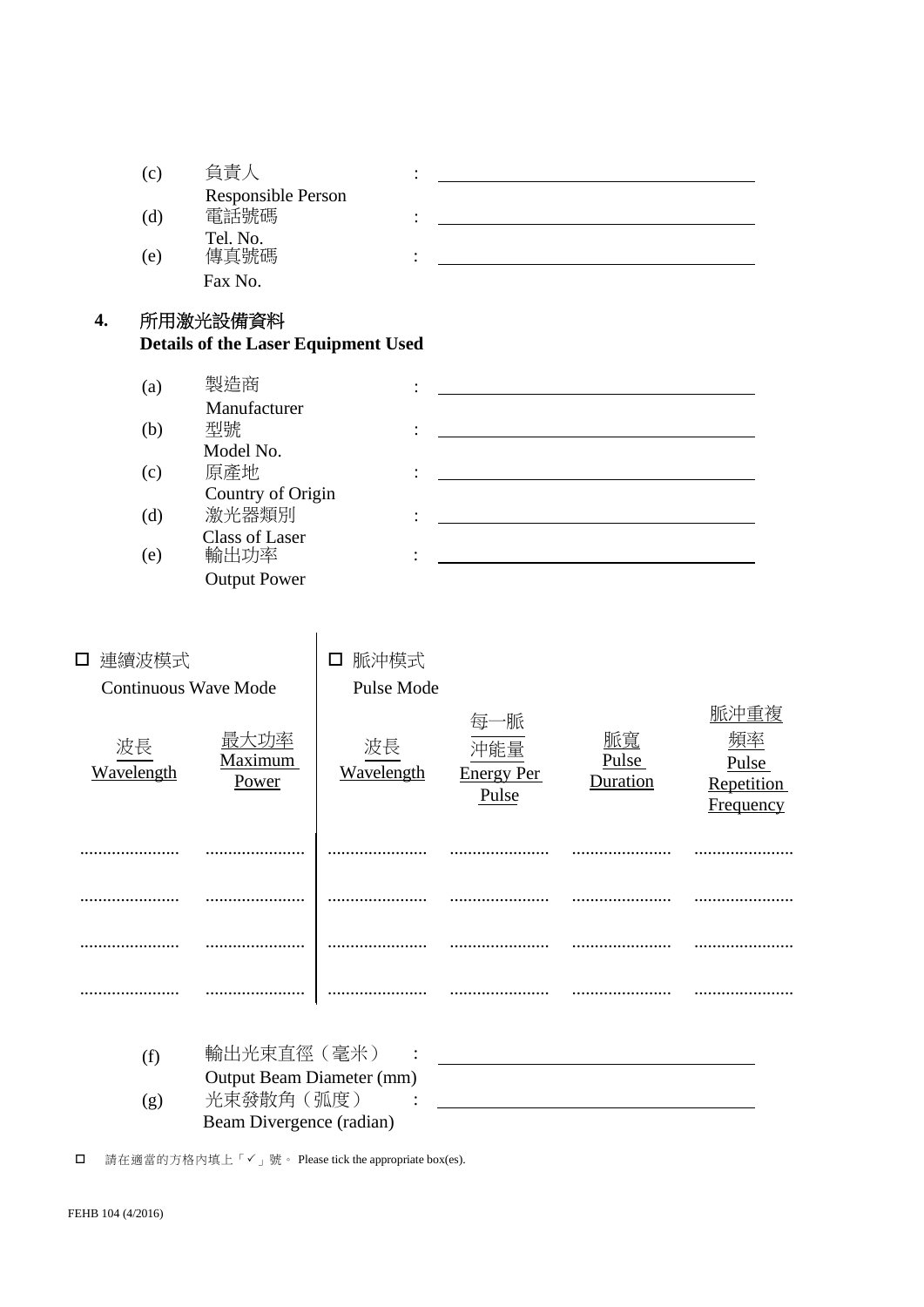(c) 負責人 Responsible Person : \_\_\_\_\_\_\_\_\_\_\_\_\_\_\_\_\_\_\_\_

(d) 電話號碼 Tel. No. : \_\_\_\_\_\_\_\_\_\_\_\_\_\_\_\_\_\_\_\_

(e) 傳真號碼 Fax No. : \_\_\_\_\_\_\_\_\_\_\_\_\_\_\_\_\_\_\_\_

## 4. 所用激光設備資料 Details of the Laser Equipment Used

(a) 製造商 Manufacturer : \_\_\_\_\_\_\_\_\_\_\_\_\_\_\_\_\_\_\_\_

(b) 型號 Model No. : \_\_\_\_\_\_\_\_\_\_\_\_\_\_\_\_\_\_\_\_

(c) 原產地 Country of Origin : \_\_\_\_\_\_\_\_\_\_\_\_\_\_\_\_\_\_\_\_

(d) 激光器類別 Class of Laser : \_\_\_\_\_\_\_\_\_\_\_\_\_\_\_\_\_\_\_\_

(e) 輸出功率 Output Power : \_\_\_\_\_\_\_\_\_\_\_\_\_\_\_\_\_\_\_\_

| □ 連續波模式 Continuous Wave Mode | | □ 脈沖模式 Pulse Mode | | | |
|---|---|---|---|---|---|
| 波長 Wavelength | 最大功率 Maximum Power | 波長 Wavelength | 每一脈沖能量 Energy Per Pulse | 脈寬 Pulse Duration | 脈沖重複頻率 Pulse Repetition Frequency |
| ...................... | ...................... | ...................... | ...................... | ...................... | ...................... |
| ...................... | ...................... | ...................... | ...................... | ...................... | ...................... |
| ...................... | ...................... | ...................... | ...................... | ...................... | ...................... |
| ...................... | ...................... | ...................... | ...................... | ...................... | ...................... |

(f) 輸出光束直徑（毫米） Output Beam Diameter (mm) : \_\_\_\_\_\_\_\_\_\_\_\_\_\_\_\_\_\_\_\_

(g) 光束發散角（弧度） Beam Divergence (radian) : \_\_\_\_\_\_\_\_\_\_\_\_\_\_\_\_\_\_\_\_

□ 請在適當的方格內填上「✓」號。 Please tick the appropriate box(es).

FEHB 104 (4/2016)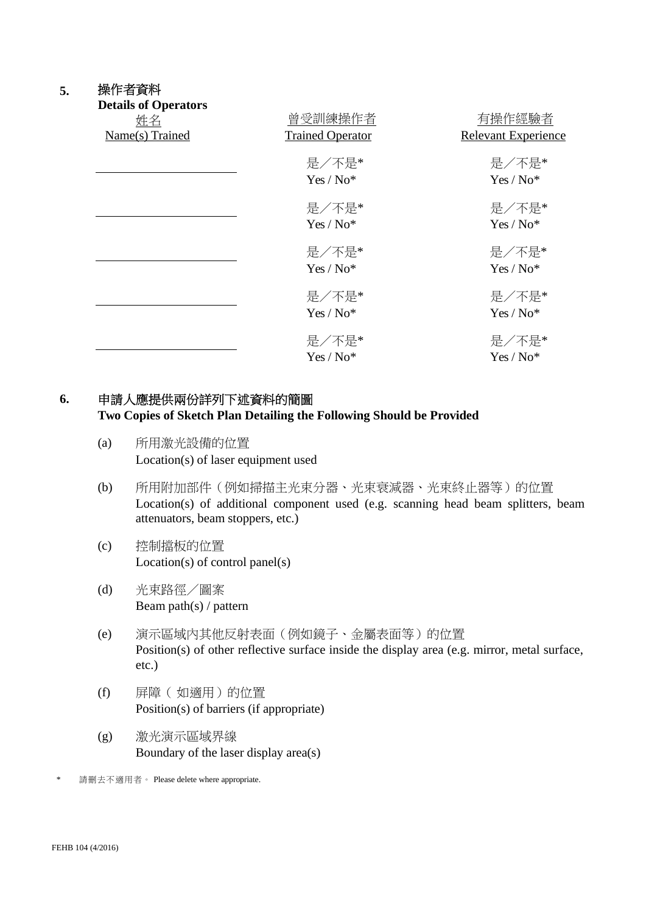**5.** **操作者資料**
**Details of Operators**

| 姓名<br>Name(s) Trained | 曾受訓練操作者<br>Trained Operator | 有操作經驗者<br>Relevant Experience |
|---|---|---|
| ______________________ | 是／不是*<br>Yes / No* | 是／不是*<br>Yes / No* |
| ______________________ | 是／不是*<br>Yes / No* | 是／不是*<br>Yes / No* |
| ______________________ | 是／不是*<br>Yes / No* | 是／不是*<br>Yes / No* |
| ______________________ | 是／不是*<br>Yes / No* | 是／不是*<br>Yes / No* |
| ______________________ | 是／不是*<br>Yes / No* | 是／不是*<br>Yes / No* |

**6.** **申請人應提供兩份詳列下述資料的簡圖**
**Two Copies of Sketch Plan Detailing the Following Should be Provided**

(a) 所用激光設備的位置
Location(s) of laser equipment used

(b) 所用附加部件（例如掃描主光束分器、光束衰減器、光束終止器等）的位置
Location(s) of additional component used (e.g. scanning head beam splitters, beam attenuators, beam stoppers, etc.)

(c) 控制擋板的位置
Location(s) of control panel(s)

(d) 光束路徑／圖案
Beam path(s) / pattern

(e) 演示區域內其他反射表面（例如鏡子、金屬表面等）的位置
Position(s) of other reflective surface inside the display area (e.g. mirror, metal surface, etc.)

(f) 屏障（ 如適用）的位置
Position(s) of barriers (if appropriate)

(g) 激光演示區域界線
Boundary of the laser display area(s)

\* 請刪去不適用者。 Please delete where appropriate.

FEHB 104 (4/2016)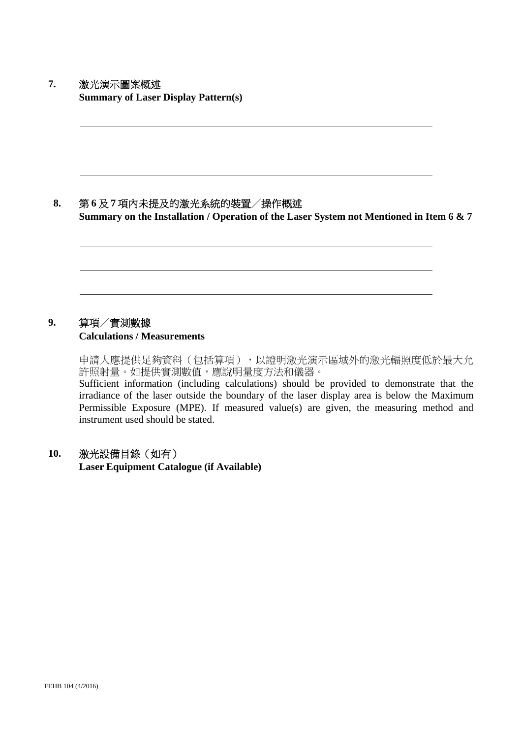**7.** 激光演示圖案概述
**Summary of Laser Display Pattern(s)**

**8.** 第 **6** 及 **7** 項內未提及的激光系統的裝置／操作概述
**Summary on the Installation / Operation of the Laser System not Mentioned in Item 6 & 7**

**9.** 算項／實測數據
**Calculations / Measurements**

申請人應提供足夠資料（包括算項），以證明激光演示區域外的激光輻照度低於最大允許照射量。如提供實測數值，應說明量度方法和儀器。
Sufficient information (including calculations) should be provided to demonstrate that the irradiance of the laser outside the boundary of the laser display area is below the Maximum Permissible Exposure (MPE). If measured value(s) are given, the measuring method and instrument used should be stated.

**10.** 激光設備目錄（如有）
**Laser Equipment Catalogue (if Available)**

FEHB 104 (4/2016)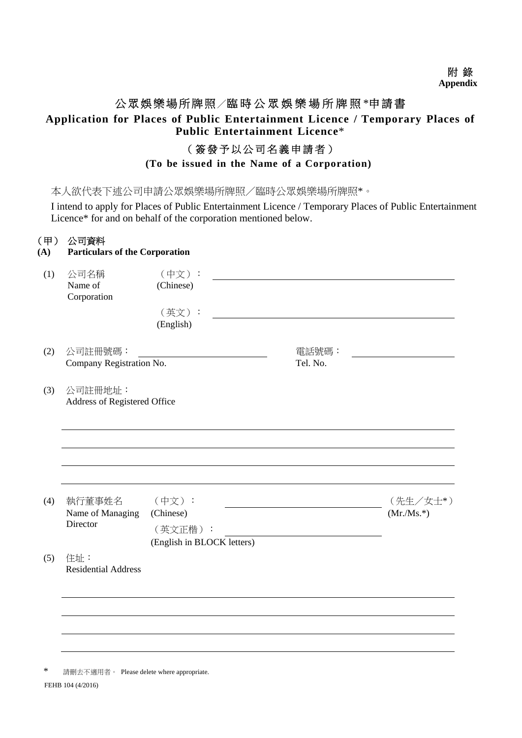**附 錄**
**Appendix**

# 公眾娛樂場所牌照／臨時公眾娛樂場所牌照*申請書

# Application for Places of Public Entertainment Licence / Temporary Places of Public Entertainment Licence*

## （簽發予以公司名義申請者）

## (To be issued in the Name of a Corporation)

本人欲代表下述公司申請公眾娛樂場所牌照／臨時公眾娛樂場所牌照*。

I intend to apply for Places of Public Entertainment Licence / Temporary Places of Public Entertainment Licence* for and on behalf of the corporation mentioned below.

### （甲） 公司資料
### (A) Particulars of the Corporation

(1) 公司名稱 Name of Corporation

（中文）： (Chinese) ______________________________

（英文）： (English) ______________________________

(2) 公司註冊號碼： Company Registration No. ____________________ 電話號碼： Tel. No. ____________________

(3) 公司註冊地址： Address of Registered Office

______________________________

______________________________

______________________________

______________________________

(4) 執行董事姓名 Name of Managing Director

（中文）： (Chinese) ______________________________ （先生／女士*） (Mr./Ms.*)

（英文正楷）： (English in BLOCK letters) ______________________________

(5) 住址： Residential Address

______________________________

______________________________

______________________________

______________________________

\* 請刪去不適用者。 Please delete where appropriate.

FEHB 104 (4/2016)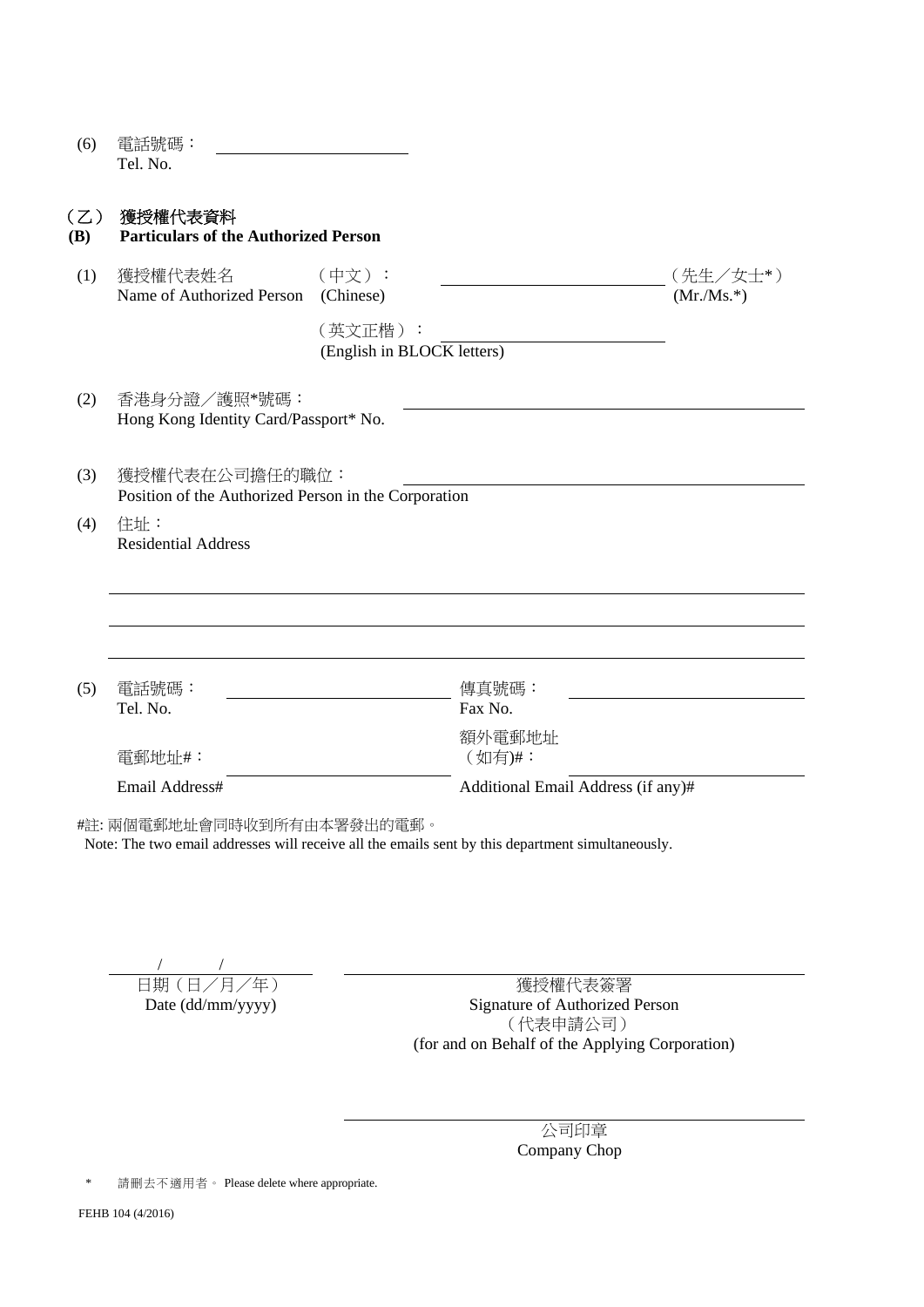(6) 電話號碼：\_\_\_\_\_\_\_\_\_\_\_\_\_\_\_\_
Tel. No.

## （乙） 獲授權代表資料
## (B) Particulars of the Authorized Person

(1) 獲授權代表姓名 Name of Authorized Person （中文）：(Chinese) \_\_\_\_\_\_\_\_\_\_\_\_\_\_\_\_ （先生／女士*）(Mr./Ms.*)

（英文正楷）：(English in BLOCK letters) \_\_\_\_\_\_\_\_\_\_\_\_\_\_\_\_

(2) 香港身分證／護照*號碼：\_\_\_\_\_\_\_\_\_\_\_\_\_\_\_\_
Hong Kong Identity Card/Passport* No.

(3) 獲授權代表在公司擔任的職位：\_\_\_\_\_\_\_\_\_\_\_\_\_\_\_\_
Position of the Authorized Person in the Corporation

(4) 住址：
Residential Address

\_\_\_\_\_\_\_\_\_\_\_\_\_\_\_\_\_\_\_\_\_\_\_\_\_\_\_\_\_\_\_\_

\_\_\_\_\_\_\_\_\_\_\_\_\_\_\_\_\_\_\_\_\_\_\_\_\_\_\_\_\_\_\_\_

\_\_\_\_\_\_\_\_\_\_\_\_\_\_\_\_\_\_\_\_\_\_\_\_\_\_\_\_\_\_\_\_

(5) 電話號碼：Tel. No. \_\_\_\_\_\_\_\_\_\_\_\_\_\_\_\_ 傳真號碼：Fax No. \_\_\_\_\_\_\_\_\_\_\_\_\_\_\_\_

電郵地址#：Email Address# \_\_\_\_\_\_\_\_\_\_\_\_\_\_\_\_ 額外電郵地址（如有)#：Additional Email Address (if any)# \_\_\_\_\_\_\_\_\_\_\_\_\_\_\_\_

#註: 兩個電郵地址會同時收到所有由本署發出的電郵。
Note: The two email addresses will receive all the emails sent by this department simultaneously.

\_\_\_\_/\_\_\_\_/\_\_\_\_
日期（日／月／年）
Date (dd/mm/yyyy)

\_\_\_\_\_\_\_\_\_\_\_\_\_\_\_\_\_\_\_\_\_\_\_\_
獲授權代表簽署
Signature of Authorized Person
（代表申請公司）
(for and on Behalf of the Applying Corporation)

\_\_\_\_\_\_\_\_\_\_\_\_\_\_\_\_\_\_\_\_\_\_\_\_
公司印章
Company Chop

\* 請刪去不適用者。 Please delete where appropriate.

FEHB 104 (4/2016)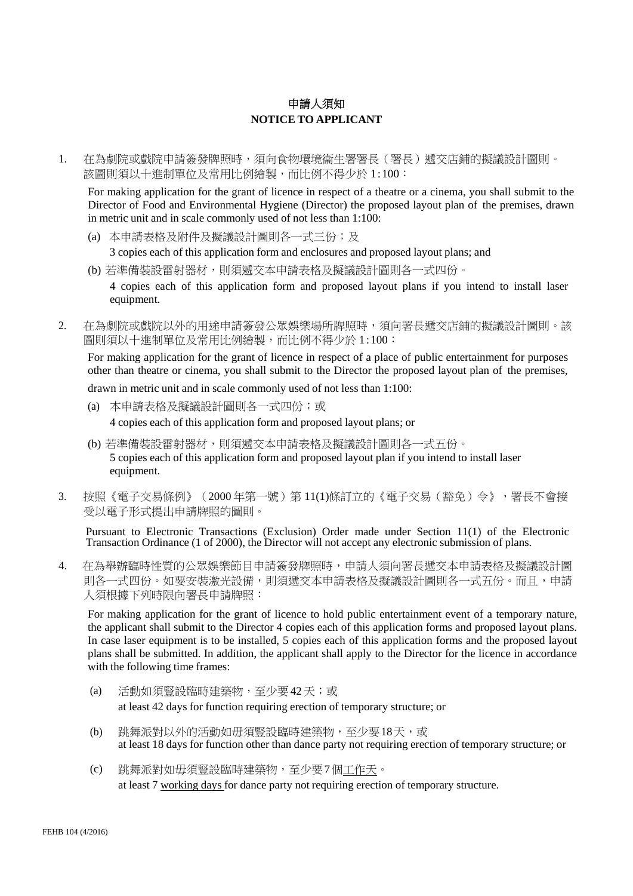## 申請人須知
## NOTICE TO APPLICANT

1. 在為劇院或戲院申請簽發牌照時，須向食物環境衞生署署長（署長）遞交店鋪的擬議設計圖則。該圖則須以十進制單位及常用比例繪製，而比例不得少於 1:100：

   For making application for the grant of licence in respect of a theatre or a cinema, you shall submit to the Director of Food and Environmental Hygiene (Director) the proposed layout plan of the premises, drawn in metric unit and in scale commonly used of not less than 1:100:

   (a) 本申請表格及附件及擬議設計圖則各一式三份；及
   3 copies each of this application form and enclosures and proposed layout plans; and

   (b) 若準備裝設雷射器材，則須遞交本申請表格及擬議設計圖則各一式四份。
   4 copies each of this application form and proposed layout plans if you intend to install laser equipment.

2. 在為劇院或戲院以外的用途申請簽發公眾娛樂場所牌照時，須向署長遞交店鋪的擬議設計圖則。該圖則須以十進制單位及常用比例繪製，而比例不得少於 1:100：

   For making application for the grant of licence in respect of a place of public entertainment for purposes other than theatre or cinema, you shall submit to the Director the proposed layout plan of the premises, drawn in metric unit and in scale commonly used of not less than 1:100:

   (a) 本申請表格及擬議設計圖則各一式四份；或
   4 copies each of this application form and proposed layout plans; or

   (b) 若準備裝設雷射器材，則須遞交本申請表格及擬議設計圖則各一式五份。
   5 copies each of this application form and proposed layout plan if you intend to install laser equipment.

3. 按照《電子交易條例》（2000 年第一號）第 11(1)條訂立的《電子交易（豁免）令》，署長不會接受以電子形式提出申請牌照的圖則。

   Pursuant to Electronic Transactions (Exclusion) Order made under Section 11(1) of the Electronic Transaction Ordinance (1 of 2000), the Director will not accept any electronic submission of plans.

4. 在為舉辦臨時性質的公眾娛樂節目申請簽發牌照時，申請人須向署長遞交本申請表格及擬議設計圖則各一式四份。如要安裝激光設備，則須遞交本申請表格及擬議設計圖則各一式五份。而且，申請人須根據下列時限向署長申請牌照：

   For making application for the grant of licence to hold public entertainment event of a temporary nature, the applicant shall submit to the Director 4 copies each of this application forms and proposed layout plans. In case laser equipment is to be installed, 5 copies each of this application forms and the proposed layout plans shall be submitted. In addition, the applicant shall apply to the Director for the licence in accordance with the following time frames:

   (a) 活動如須豎設臨時建築物，至少要 42 天；或
   at least 42 days for function requiring erection of temporary structure; or

   (b) 跳舞派對以外的活動如毋須豎設臨時建築物，至少要 18 天，或
   at least 18 days for function other than dance party not requiring erection of temporary structure; or

   (c) 跳舞派對如毋須豎設臨時建築物，至少要 7 個工作天。
   at least 7 working days for dance party not requiring erection of temporary structure.

FEHB 104 (4/2016)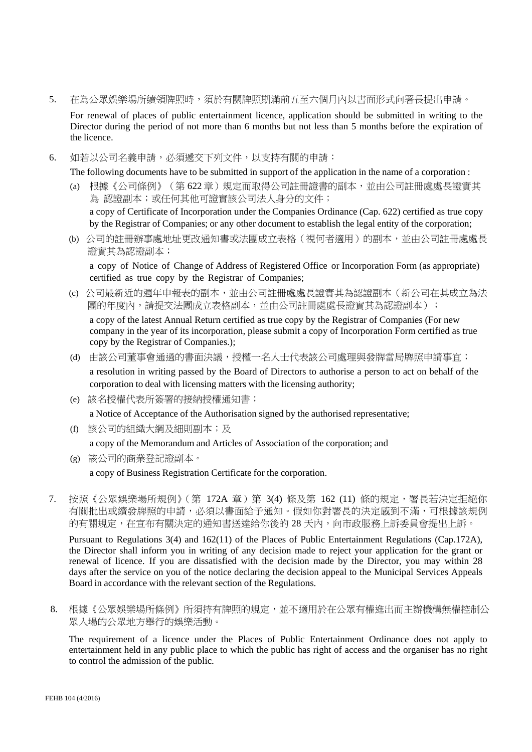5. 在為公眾娛樂場所續領牌照時，須於有關牌照期滿前五至六個月內以書面形式向署長提出申請。

   For renewal of places of public entertainment licence, application should be submitted in writing to the Director during the period of not more than 6 months but not less than 5 months before the expiration of the licence.

6. 如若以公司名義申請，必須遞交下列文件，以支持有關的申請：

   The following documents have to be submitted in support of the application in the name of a corporation :

   (a) 根據《公司條例》（第 622 章）規定而取得公司註冊證書的副本，並由公司註冊處處長證實其為 認證副本；或任何其他可證實該公司法人身分的文件；

       a copy of Certificate of Incorporation under the Companies Ordinance (Cap. 622) certified as true copy by the Registrar of Companies; or any other document to establish the legal entity of the corporation;

   (b) 公司的註冊辦事處地址更改通知書或法團成立表格（視何者適用）的副本，並由公司註冊處處長證實其為認證副本；

       a copy of Notice of Change of Address of Registered Office or Incorporation Form (as appropriate) certified as true copy by the Registrar of Companies;

   (c) 公司最新近的週年申報表的副本，並由公司註冊處處長證實其為認證副本（新公司在其成立為法團的年度內，請提交法團成立表格副本，並由公司註冊處處長證實其為認證副本）；

       a copy of the latest Annual Return certified as true copy by the Registrar of Companies (For new company in the year of its incorporation, please submit a copy of Incorporation Form certified as true copy by the Registrar of Companies.);

   (d) 由該公司董事會通過的書面決議，授權一名人士代表該公司處理與發牌當局牌照申請事宜；

       a resolution in writing passed by the Board of Directors to authorise a person to act on behalf of the corporation to deal with licensing matters with the licensing authority;

   (e) 該名授權代表所簽署的接納授權通知書；

       a Notice of Acceptance of the Authorisation signed by the authorised representative;

   (f) 該公司的組織大綱及細則副本；及

       a copy of the Memorandum and Articles of Association of the corporation; and

   (g) 該公司的商業登記證副本。

       a copy of Business Registration Certificate for the corporation.

7. 按照《公眾娛樂場所規例》（第 172A 章）第 3(4) 條及第 162 (11) 條的規定，署長若決定拒絕你有關批出或續發牌照的申請，必須以書面給予通知。假如你對署長的決定感到不滿，可根據該規例的有關規定，在宣布有關決定的通知書送達給你後的 28 天內，向市政服務上訴委員會提出上訴。

   Pursuant to Regulations 3(4) and 162(11) of the Places of Public Entertainment Regulations (Cap.172A), the Director shall inform you in writing of any decision made to reject your application for the grant or renewal of licence. If you are dissatisfied with the decision made by the Director, you may within 28 days after the service on you of the notice declaring the decision appeal to the Municipal Services Appeals Board in accordance with the relevant section of the Regulations.

8. 根據《公眾娛樂場所條例》所須持有牌照的規定，並不適用於在公眾有權進出而主辦機構無權控制公眾入場的公眾地方舉行的娛樂活動。

   The requirement of a licence under the Places of Public Entertainment Ordinance does not apply to entertainment held in any public place to which the public has right of access and the organiser has no right to control the admission of the public.

FEHB 104 (4/2016)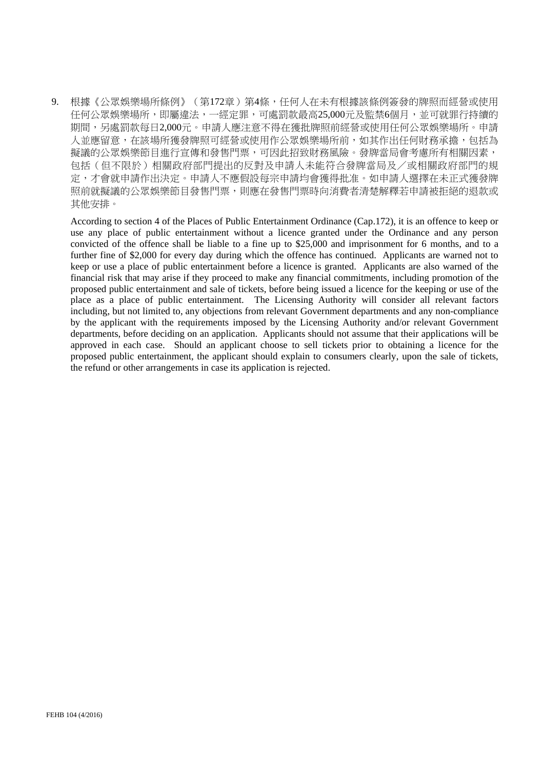9. 根據《公眾娛樂場所條例》（第172章）第4條，任何人在未有根據該條例簽發的牌照而經營或使用任何公眾娛樂場所，即屬違法，一經定罪，可處罰款最高25,000元及監禁6個月，並可就罪行持續的期間，另處罰款每日2,000元。申請人應注意不得在獲批牌照前經營或使用任何公眾娛樂場所。申請人並應留意，在該場所獲發牌照可經營或使用作公眾娛樂場所前，如其作出任何財務承擔，包括為擬議的公眾娛樂節目進行宣傳和發售門票，可因此招致財務風險。發牌當局會考慮所有相關因素，包括（但不限於）相關政府部門提出的反對及申請人未能符合發牌當局及／或相關政府部門的規定，才會就申請作出決定。申請人不應假設每宗申請均會獲得批准。如申請人選擇在未正式獲發牌照前就擬議的公眾娛樂節目發售門票，則應在發售門票時向消費者清楚解釋若申請被拒絕的退款或其他安排。

   According to section 4 of the Places of Public Entertainment Ordinance (Cap.172), it is an offence to keep or use any place of public entertainment without a licence granted under the Ordinance and any person convicted of the offence shall be liable to a fine up to $25,000 and imprisonment for 6 months, and to a further fine of $2,000 for every day during which the offence has continued. Applicants are warned not to keep or use a place of public entertainment before a licence is granted. Applicants are also warned of the financial risk that may arise if they proceed to make any financial commitments, including promotion of the proposed public entertainment and sale of tickets, before being issued a licence for the keeping or use of the place as a place of public entertainment. The Licensing Authority will consider all relevant factors including, but not limited to, any objections from relevant Government departments and any non-compliance by the applicant with the requirements imposed by the Licensing Authority and/or relevant Government departments, before deciding on an application. Applicants should not assume that their applications will be approved in each case. Should an applicant choose to sell tickets prior to obtaining a licence for the proposed public entertainment, the applicant should explain to consumers clearly, upon the sale of tickets, the refund or other arrangements in case its application is rejected.

FEHB 104 (4/2016)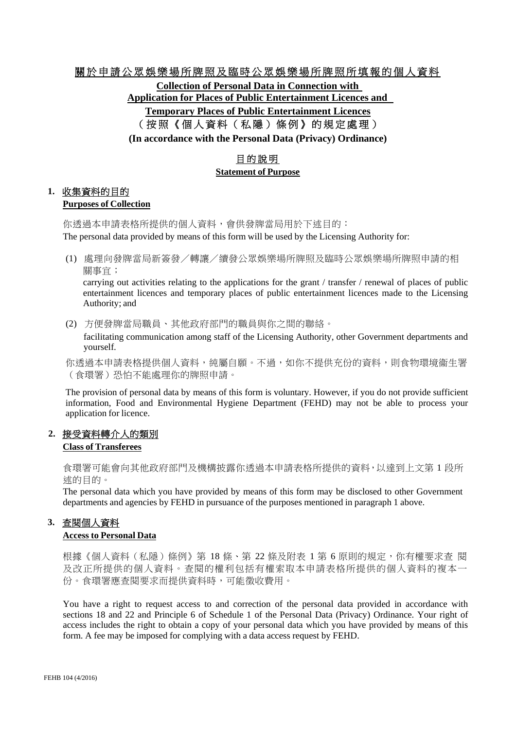# 關於申請公眾娛樂場所牌照及臨時公眾娛樂場所牌照所填報的個人資料

**Collection of Personal Data in Connection with Application for Places of Public Entertainment Licences and Temporary Places of Public Entertainment Licences**

（按照《個人資料（私隱）條例》的規定處理）

**(In accordance with the Personal Data (Privacy) Ordinance)**

## 目的說明

**Statement of Purpose**

**1.** 收集資料的目的
**Purposes of Collection**

你透過本申請表格所提供的個人資料，會供發牌當局用於下述目的：

The personal data provided by means of this form will be used by the Licensing Authority for:

(1) 處理向發牌當局新簽發／轉讓／續發公眾娛樂場所牌照及臨時公眾娛樂場所牌照申請的相關事宜；
carrying out activities relating to the applications for the grant / transfer / renewal of places of public entertainment licences and temporary places of public entertainment licences made to the Licensing Authority; and

(2) 方便發牌當局職員、其他政府部門的職員與你之間的聯絡。
facilitating communication among staff of the Licensing Authority, other Government departments and yourself.

你透過本申請表格提供個人資料，純屬自願。不過，如你不提供充份的資料，則食物環境衞生署（食環署）恐怕不能處理你的牌照申請。

The provision of personal data by means of this form is voluntary. However, if you do not provide sufficient information, Food and Environmental Hygiene Department (FEHD) may not be able to process your application for licence.

**2.** 接受資料轉介人的類別
**Class of Transferees**

食環署可能會向其他政府部門及機構披露你透過本申請表格所提供的資料，以達到上文第 1 段所述的目的。

The personal data which you have provided by means of this form may be disclosed to other Government departments and agencies by FEHD in pursuance of the purposes mentioned in paragraph 1 above.

**3.** 查閱個人資料
**Access to Personal Data**

根據《個人資料（私隱）條例》第 18 條、第 22 條及附表 1 第 6 原則的規定，你有權要求查閱及改正所提供的個人資料。查閱的權利包括有權索取本申請表格所提供的個人資料的複本一份。食環署應查閱要求而提供資料時，可能徵收費用。

You have a right to request access to and correction of the personal data provided in accordance with sections 18 and 22 and Principle 6 of Schedule 1 of the Personal Data (Privacy) Ordinance. Your right of access includes the right to obtain a copy of your personal data which you have provided by means of this form. A fee may be imposed for complying with a data access request by FEHD.

FEHB 104 (4/2016)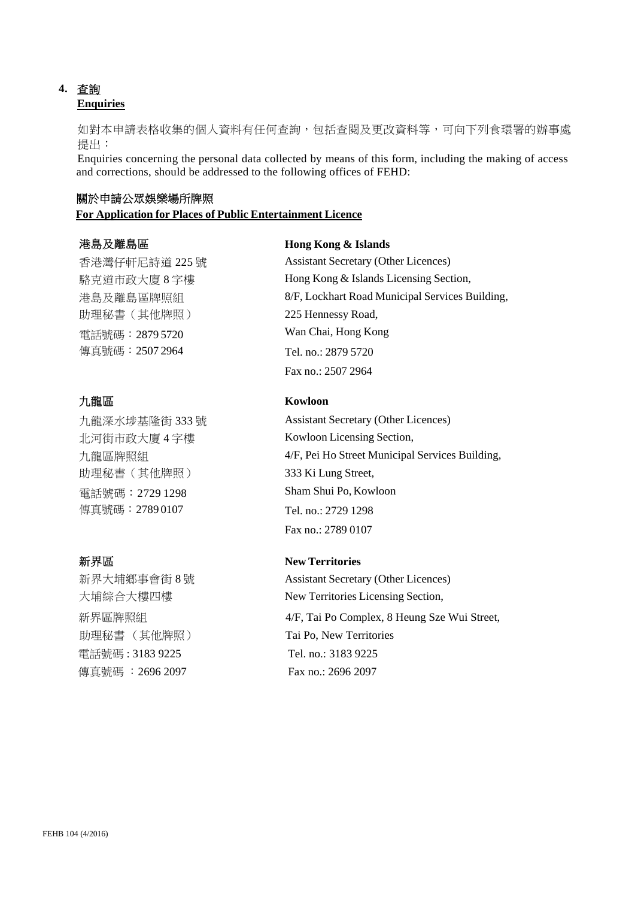## 4. 查詢
**Enquiries**

如對本申請表格收集的個人資料有任何查詢，包括查閱及更改資料等，可向下列食環署的辦事處提出：

Enquiries concerning the personal data collected by means of this form, including the making of access and corrections, should be addressed to the following offices of FEHD:

### 關於申請公眾娛樂場所牌照
**For Application for Places of Public Entertainment Licence**

**港島及離島區**

香港灣仔軒尼詩道 225 號
駱克道市政大廈 8 字樓
港島及離島區牌照組
助理秘書（其他牌照）
電話號碼：2879 5720
傳真號碼：2507 2964

**Hong Kong & Islands**

Assistant Secretary (Other Licences)
Hong Kong & Islands Licensing Section,
8/F, Lockhart Road Municipal Services Building,
225 Hennessy Road,
Wan Chai, Hong Kong
Tel. no.: 2879 5720
Fax no.: 2507 2964

**九龍區**

九龍深水埗基隆街 333 號
北河街市政大廈 4 字樓
九龍區牌照組
助理秘書（其他牌照）
電話號碼：2729 1298
傳真號碼：2789 0107

**Kowloon**

Assistant Secretary (Other Licences)
Kowloon Licensing Section,
4/F, Pei Ho Street Municipal Services Building,
333 Ki Lung Street,
Sham Shui Po, Kowloon
Tel. no.: 2729 1298
Fax no.: 2789 0107

**新界區**

新界大埔鄉事會街 8 號
大埔綜合大樓四樓
新界區牌照組
助理秘書 （其他牌照）
電話號碼 : 3183 9225
傳真號碼 ：2696 2097

**New Territories**

Assistant Secretary (Other Licences)
New Territories Licensing Section,
4/F, Tai Po Complex, 8 Heung Sze Wui Street,
Tai Po, New Territories
Tel. no.: 3183 9225
Fax no.: 2696 2097

FEHB 104 (4/2016)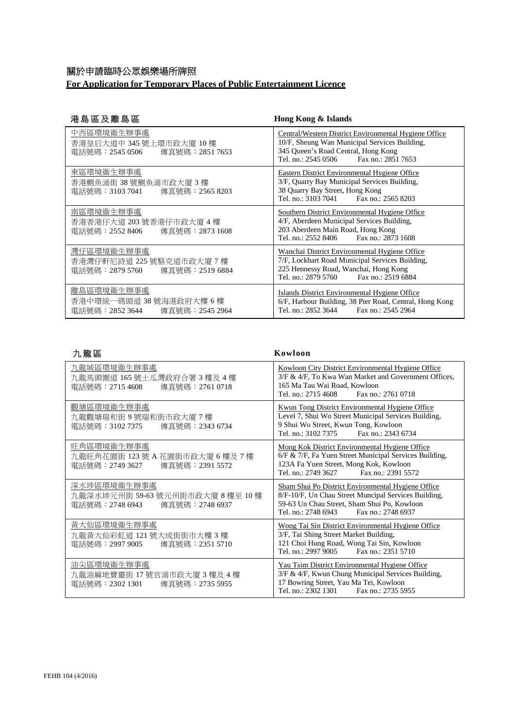**關於申請臨時公眾娛樂場所牌照**
**For Application for Temporary Places of Public Entertainment Licence**

| 港島區及離島區 | Hong Kong & Islands |
|---|---|
| 中西區環境衞生辦事處<br>香港皇后大道中 345 號上環市政大廈 10 樓<br>電話號碼：2545 0506 傳真號碼：2851 7653 | Central/Western District Environmental Hygiene Office<br>10/F, Sheung Wan Municipal Services Building,<br>345 Queen's Road Central, Hong Kong<br>Tel. no.: 2545 0506 Fax no.: 2851 7653 |
| 東區環境衞生辦事處<br>香港鰂魚涌街 38 號鰂魚涌市政大廈 3 樓<br>電話號碼：3103 7041 傳真號碼：2565 8203 | Eastern District Environmental Hygiene Office<br>3/F, Quarry Bay Municipal Services Building,<br>38 Quarry Bay Street, Hong Kong<br>Tel. no.: 3103 7041 Fax no.: 2565 8203 |
| 南區環境衞生辦事處<br>香港香港仔大道 203 號香港仔市政大廈 4 樓<br>電話號碼：2552 8406 傳真號碼：2873 1608 | Southern District Environmental Hygiene Office<br>4/F, Aberdeen Municipal Services Building,<br>203 Aberdeen Main Road, Hong Kong<br>Tel. no.: 2552 8406 Fax no.: 2873 1608 |
| 灣仔區環境衞生辦事處<br>香港灣仔軒尼詩道 225 號駱克道市政大廈 7 樓<br>電話號碼：2879 5760 傳真號碼：2519 6884 | Wanchai District Environmental Hygiene Office<br>7/F, Lockhart Road Municipal Services Building,<br>225 Hennessy Road, Wanchai, Hong Kong<br>Tel. no.: 2879 5760 Fax no.: 2519 6884 |
| 離島區環境衞生辦事處<br>香港中環統一碼頭道 38 號海港政府大樓 6 樓<br>電話號碼：2852 3644 傳真號碼：2545 2964 | Islands District Environmental Hygiene Office<br>6/F, Harbour Building, 38 Pier Road, Central, Hong Kong<br>Tel. no.: 2852 3644 Fax no.: 2545 2964 |

| 九龍區 | Kowloon |
|---|---|
| 九龍城區環境衞生辦事處<br>九龍馬頭圍道 165 號土瓜灣政府合署 3 樓及 4 樓<br>電話號碼：2715 4608 傳真號碼：2761 0718 | Kowloon City District Environmental Hygiene Office<br>3/F & 4/F, To Kwa Wan Market and Government Offices,<br>165 Ma Tau Wai Road, Kowloon<br>Tel. no.: 2715 4608 Fax no.: 2761 0718 |
| 觀塘區環境衞生辦事處<br>九龍觀塘瑞和街 9 號瑞和街市政大廈 7 樓<br>電話號碼：3102 7375 傳真號碼：2343 6734 | Kwun Tong District Environmental Hygiene Office<br>Level 7, Shui Wo Street Municipal Services Building,<br>9 Shui Wo Street, Kwun Tong, Kowloon<br>Tel. no.: 3102 7375 Fax no.: 2343 6734 |
| 旺角區環境衞生辦事處<br>九龍旺角花園街 123 號 A 花園街市政大廈 6 樓及 7 樓<br>電話號碼：2749 3627 傳真號碼：2391 5572 | Mong Kok District Environmental Hygiene Office<br>6/F & 7/F, Fa Yuen Street Municipal Services Building,<br>123A Fa Yuen Street, Mong Kok, Kowloon<br>Tel. no.: 2749 3627 Fax no.: 2391 5572 |
| 深水埗區環境衞生辦事處<br>九龍深水埗元州街 59-63 號元州街市政大廈 8 樓至 10 樓<br>電話號碼：2748 6943 傳真號碼：2748 6937 | Sham Shui Po District Environmental Hygiene Office<br>8/F-10/F, Un Chau Street Muncipal Services Building,<br>59-63 Un Chau Street, Sham Shui Po, Kowloon<br>Tel. no.: 2748 6943 Fax no.: 2748 6937 |
| 黃大仙區環境衞生辦事處<br>九龍黃大仙彩虹道 121 號大成街街市大樓 3 樓<br>電話號碼：2997 9005 傳真號碼：2351 5710 | Wong Tai Sin District Environmental Hygiene Office<br>3/F, Tai Shing Street Market Building,<br>121 Choi Hung Road, Wong Tai Sin, Kowloon<br>Tel. no.: 2997 9005 Fax no.: 2351 5710 |
| 油尖區環境衞生辦事處<br>九龍油麻地寶靈街 17 號官涌市政大廈 3 樓及 4 樓<br>電話號碼：2302 1301 傳真號碼：2735 5955 | Yau Tsim District Environmental Hygiene Office<br>3/F & 4/F, Kwun Chung Municipal Services Building,<br>17 Bowring Street, Yau Ma Tei, Kowloon<br>Tel. no.: 2302 1301 Fax no.: 2735 5955 |

FEHB 104 (4/2016)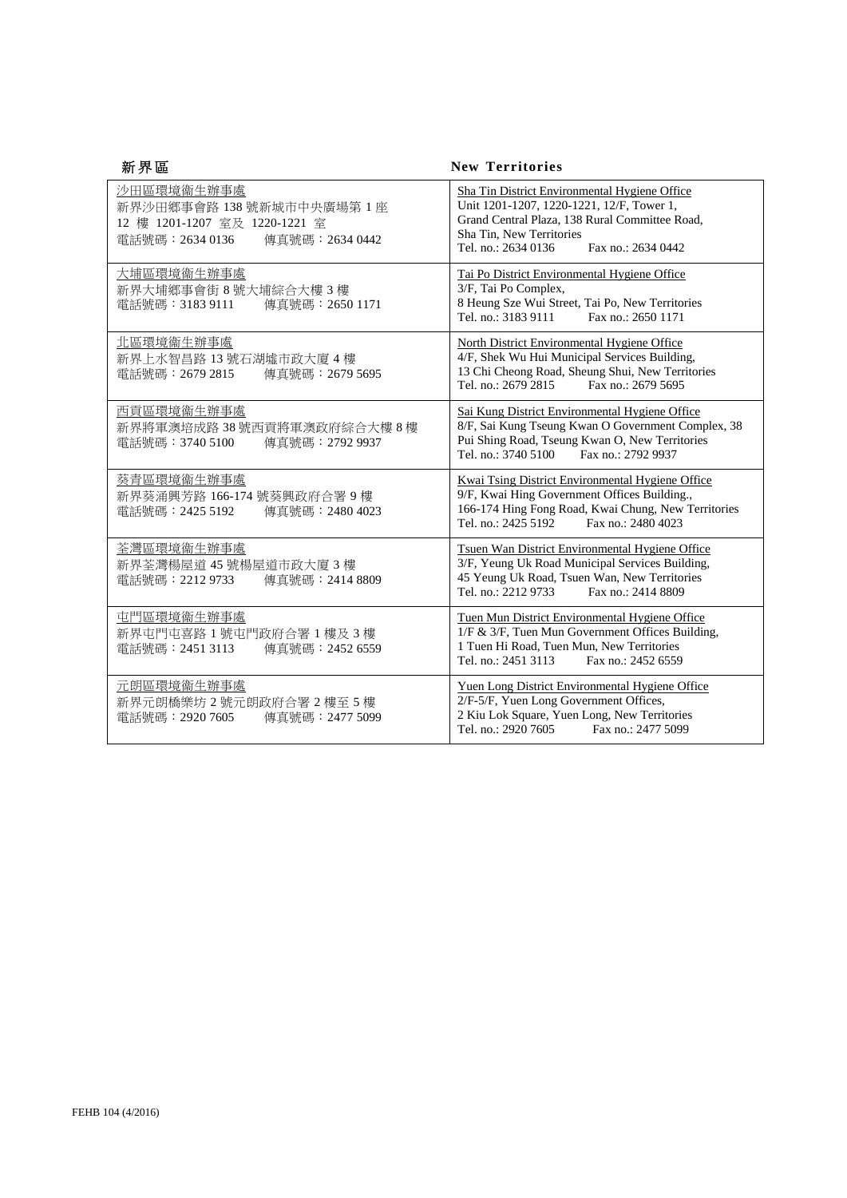| 新界區 | New Territories |
| --- | --- |
| 沙田區環境衞生辦事處<br>新界沙田鄉事會路 138 號新城市中央廣場第 1 座 12 樓 1201-1207 室及 1220-1221 室<br>電話號碼：2634 0136 傳真號碼：2634 0442 | Sha Tin District Environmental Hygiene Office<br>Unit 1201-1207, 1220-1221, 12/F, Tower 1, Grand Central Plaza, 138 Rural Committee Road, Sha Tin, New Territories<br>Tel. no.: 2634 0136 Fax no.: 2634 0442 |
| 大埔區環境衞生辦事處<br>新界大埔鄉事會街 8 號大埔綜合大樓 3 樓<br>電話號碼：3183 9111 傳真號碼：2650 1171 | Tai Po District Environmental Hygiene Office<br>3/F, Tai Po Complex,<br>8 Heung Sze Wui Street, Tai Po, New Territories<br>Tel. no.: 3183 9111 Fax no.: 2650 1171 |
| 北區環境衞生辦事處<br>新界上水智昌路 13 號石湖墟市政大廈 4 樓<br>電話號碼：2679 2815 傳真號碼：2679 5695 | North District Environmental Hygiene Office<br>4/F, Shek Wu Hui Municipal Services Building,<br>13 Chi Cheong Road, Sheung Shui, New Territories<br>Tel. no.: 2679 2815 Fax no.: 2679 5695 |
| 西貢區環境衞生辦事處<br>新界將軍澳培成路 38 號西貢將軍澳政府綜合大樓 8 樓<br>電話號碼：3740 5100 傳真號碼：2792 9937 | Sai Kung District Environmental Hygiene Office<br>8/F, Sai Kung Tseung Kwan O Government Complex, 38 Pui Shing Road, Tseung Kwan O, New Territories<br>Tel. no.: 3740 5100 Fax no.: 2792 9937 |
| 葵青區環境衞生辦事處<br>新界葵涌興芳路 166-174 號葵興政府合署 9 樓<br>電話號碼：2425 5192 傳真號碼：2480 4023 | Kwai Tsing District Environmental Hygiene Office<br>9/F, Kwai Hing Government Offices Building.,<br>166-174 Hing Fong Road, Kwai Chung, New Territories<br>Tel. no.: 2425 5192 Fax no.: 2480 4023 |
| 荃灣區環境衞生辦事處<br>新界荃灣楊屋道 45 號楊屋道市政大廈 3 樓<br>電話號碼：2212 9733 傳真號碼：2414 8809 | Tsuen Wan District Environmental Hygiene Office<br>3/F, Yeung Uk Road Municipal Services Building,<br>45 Yeung Uk Road, Tsuen Wan, New Territories<br>Tel. no.: 2212 9733 Fax no.: 2414 8809 |
| 屯門區環境衞生辦事處<br>新界屯門屯喜路 1 號屯門政府合署 1 樓及 3 樓<br>電話號碼：2451 3113 傳真號碼：2452 6559 | Tuen Mun District Environmental Hygiene Office<br>1/F & 3/F, Tuen Mun Government Offices Building,<br>1 Tuen Hi Road, Tuen Mun, New Territories<br>Tel. no.: 2451 3113 Fax no.: 2452 6559 |
| 元朗區環境衞生辦事處<br>新界元朗橋樂坊 2 號元朗政府合署 2 樓至 5 樓<br>電話號碼：2920 7605 傳真號碼：2477 5099 | Yuen Long District Environmental Hygiene Office<br>2/F-5/F, Yuen Long Government Offices,<br>2 Kiu Lok Square, Yuen Long, New Territories<br>Tel. no.: 2920 7605 Fax no.: 2477 5099 |

FEHB 104 (4/2016)